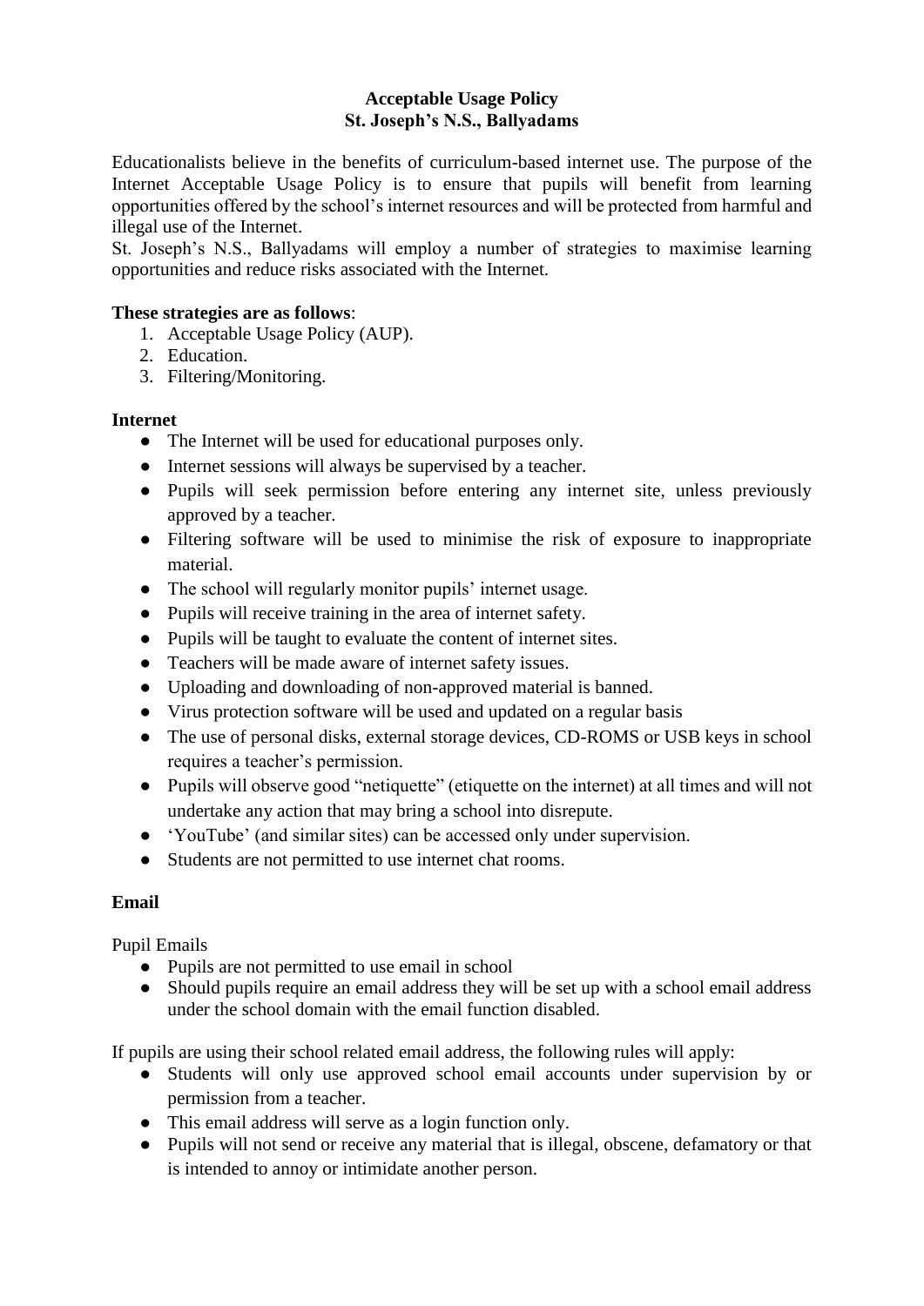# Acceptable Usage Policy
## St. Joseph's N.S., Ballyadams

Educationalists believe in the benefits of curriculum-based internet use. The purpose of the Internet Acceptable Usage Policy is to ensure that pupils will benefit from learning opportunities offered by the school's internet resources and will be protected from harmful and illegal use of the Internet.

St. Joseph's N.S., Ballyadams will employ a number of strategies to maximise learning opportunities and reduce risks associated with the Internet.

**These strategies are as follows**:

1. Acceptable Usage Policy (AUP).
2. Education.
3. Filtering/Monitoring.

**Internet**

- The Internet will be used for educational purposes only.
- Internet sessions will always be supervised by a teacher.
- Pupils will seek permission before entering any internet site, unless previously approved by a teacher.
- Filtering software will be used to minimise the risk of exposure to inappropriate material.
- The school will regularly monitor pupils' internet usage.
- Pupils will receive training in the area of internet safety.
- Pupils will be taught to evaluate the content of internet sites.
- Teachers will be made aware of internet safety issues.
- Uploading and downloading of non-approved material is banned.
- Virus protection software will be used and updated on a regular basis
- The use of personal disks, external storage devices, CD-ROMS or USB keys in school requires a teacher's permission.
- Pupils will observe good "netiquette" (etiquette on the internet) at all times and will not undertake any action that may bring a school into disrepute.
- 'YouTube' (and similar sites) can be accessed only under supervision.
- Students are not permitted to use internet chat rooms.

**Email**

Pupil Emails

- Pupils are not permitted to use email in school
- Should pupils require an email address they will be set up with a school email address under the school domain with the email function disabled.

If pupils are using their school related email address, the following rules will apply:

- Students will only use approved school email accounts under supervision by or permission from a teacher.
- This email address will serve as a login function only.
- Pupils will not send or receive any material that is illegal, obscene, defamatory or that is intended to annoy or intimidate another person.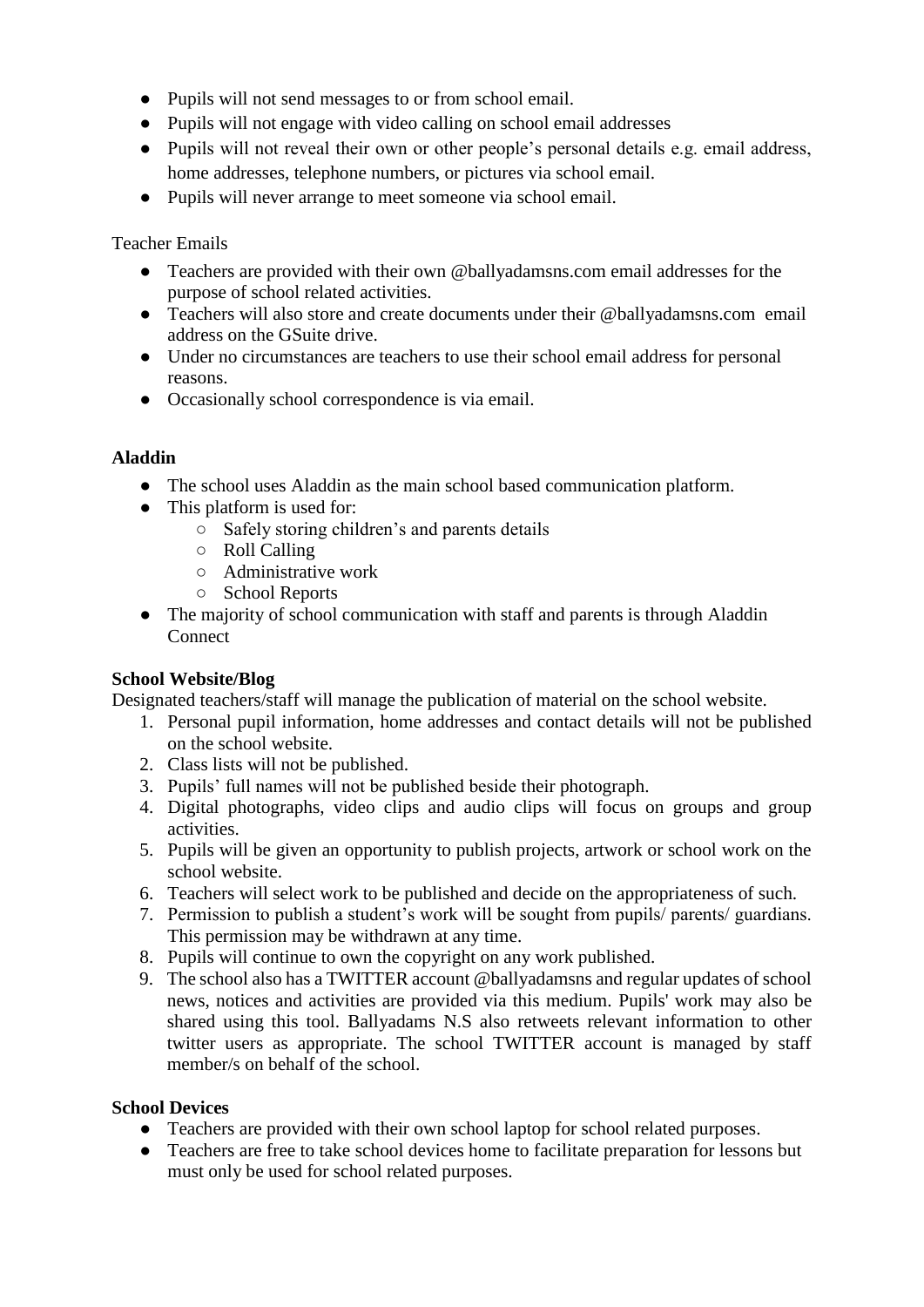- Pupils will not send messages to or from school email.
- Pupils will not engage with video calling on school email addresses
- Pupils will not reveal their own or other people's personal details e.g. email address, home addresses, telephone numbers, or pictures via school email.
- Pupils will never arrange to meet someone via school email.

Teacher Emails

- Teachers are provided with their own @ballyadamsns.com email addresses for the purpose of school related activities.
- Teachers will also store and create documents under their @ballyadamsns.com email address on the GSuite drive.
- Under no circumstances are teachers to use their school email address for personal reasons.
- Occasionally school correspondence is via email.

**Aladdin**

- The school uses Aladdin as the main school based communication platform.
- This platform is used for:
  - Safely storing children's and parents details
  - Roll Calling
  - Administrative work
  - School Reports
- The majority of school communication with staff and parents is through Aladdin Connect

**School Website/Blog**

Designated teachers/staff will manage the publication of material on the school website.

1. Personal pupil information, home addresses and contact details will not be published on the school website.
2. Class lists will not be published.
3. Pupils' full names will not be published beside their photograph.
4. Digital photographs, video clips and audio clips will focus on groups and group activities.
5. Pupils will be given an opportunity to publish projects, artwork or school work on the school website.
6. Teachers will select work to be published and decide on the appropriateness of such.
7. Permission to publish a student's work will be sought from pupils/ parents/ guardians. This permission may be withdrawn at any time.
8. Pupils will continue to own the copyright on any work published.
9. The school also has a TWITTER account @ballyadamsns and regular updates of school news, notices and activities are provided via this medium. Pupils' work may also be shared using this tool. Ballyadams N.S also retweets relevant information to other twitter users as appropriate. The school TWITTER account is managed by staff member/s on behalf of the school.

**School Devices**

- Teachers are provided with their own school laptop for school related purposes.
- Teachers are free to take school devices home to facilitate preparation for lessons but must only be used for school related purposes.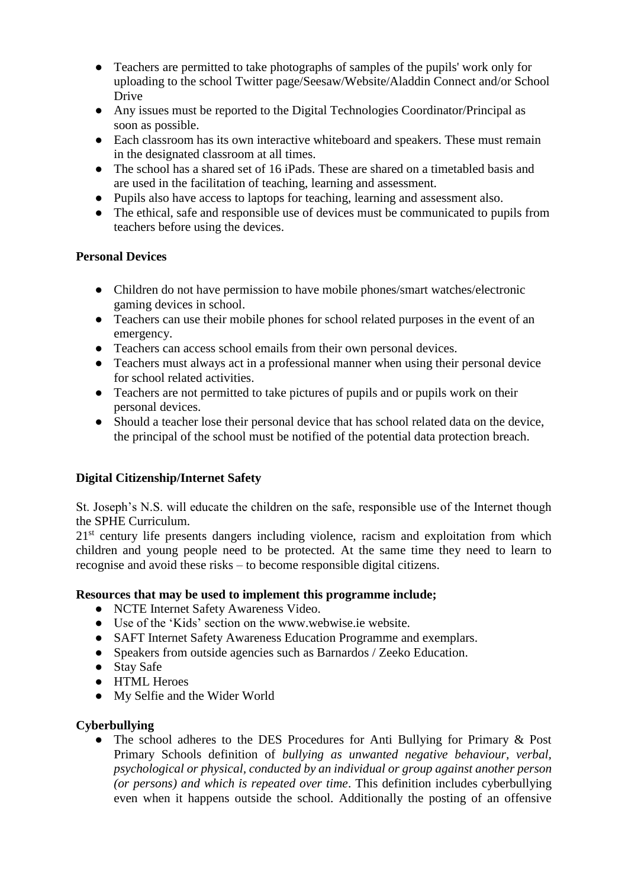- Teachers are permitted to take photographs of samples of the pupils' work only for uploading to the school Twitter page/Seesaw/Website/Aladdin Connect and/or School Drive
- Any issues must be reported to the Digital Technologies Coordinator/Principal as soon as possible.
- Each classroom has its own interactive whiteboard and speakers. These must remain in the designated classroom at all times.
- The school has a shared set of 16 iPads. These are shared on a timetabled basis and are used in the facilitation of teaching, learning and assessment.
- Pupils also have access to laptops for teaching, learning and assessment also.
- The ethical, safe and responsible use of devices must be communicated to pupils from teachers before using the devices.

**Personal Devices**

- Children do not have permission to have mobile phones/smart watches/electronic gaming devices in school.
- Teachers can use their mobile phones for school related purposes in the event of an emergency.
- Teachers can access school emails from their own personal devices.
- Teachers must always act in a professional manner when using their personal device for school related activities.
- Teachers are not permitted to take pictures of pupils and or pupils work on their personal devices.
- Should a teacher lose their personal device that has school related data on the device, the principal of the school must be notified of the potential data protection breach.

**Digital Citizenship/Internet Safety**

St. Joseph's N.S. will educate the children on the safe, responsible use of the Internet though the SPHE Curriculum.
21st century life presents dangers including violence, racism and exploitation from which children and young people need to be protected. At the same time they need to learn to recognise and avoid these risks – to become responsible digital citizens.

**Resources that may be used to implement this programme include;**

- NCTE Internet Safety Awareness Video.
- Use of the 'Kids' section on the www.webwise.ie website.
- SAFT Internet Safety Awareness Education Programme and exemplars.
- Speakers from outside agencies such as Barnardos / Zeeko Education.
- Stay Safe
- HTML Heroes
- My Selfie and the Wider World

**Cyberbullying**

- The school adheres to the DES Procedures for Anti Bullying for Primary & Post Primary Schools definition of *bullying as unwanted negative behaviour, verbal, psychological or physical, conducted by an individual or group against another person (or persons) and which is repeated over time*. This definition includes cyberbullying even when it happens outside the school. Additionally the posting of an offensive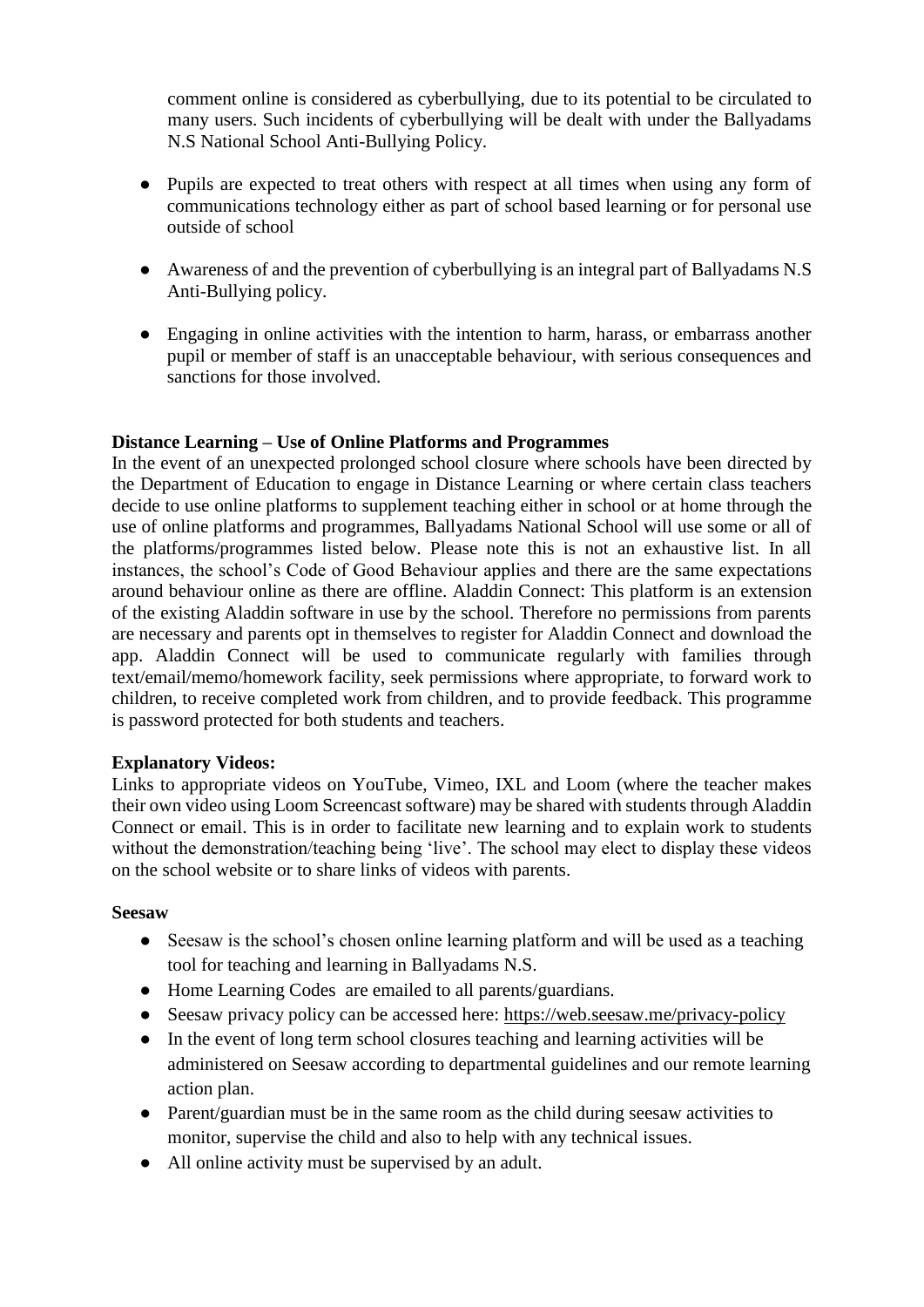comment online is considered as cyberbullying, due to its potential to be circulated to many users. Such incidents of cyberbullying will be dealt with under the Ballyadams N.S National School Anti-Bullying Policy.

- Pupils are expected to treat others with respect at all times when using any form of communications technology either as part of school based learning or for personal use outside of school
- Awareness of and the prevention of cyberbullying is an integral part of Ballyadams N.S Anti-Bullying policy.
- Engaging in online activities with the intention to harm, harass, or embarrass another pupil or member of staff is an unacceptable behaviour, with serious consequences and sanctions for those involved.

**Distance Learning – Use of Online Platforms and Programmes**

In the event of an unexpected prolonged school closure where schools have been directed by the Department of Education to engage in Distance Learning or where certain class teachers decide to use online platforms to supplement teaching either in school or at home through the use of online platforms and programmes, Ballyadams National School will use some or all of the platforms/programmes listed below. Please note this is not an exhaustive list. In all instances, the school's Code of Good Behaviour applies and there are the same expectations around behaviour online as there are offline. Aladdin Connect: This platform is an extension of the existing Aladdin software in use by the school. Therefore no permissions from parents are necessary and parents opt in themselves to register for Aladdin Connect and download the app. Aladdin Connect will be used to communicate regularly with families through text/email/memo/homework facility, seek permissions where appropriate, to forward work to children, to receive completed work from children, and to provide feedback. This programme is password protected for both students and teachers.

**Explanatory Videos:**

Links to appropriate videos on YouTube, Vimeo, IXL and Loom (where the teacher makes their own video using Loom Screencast software) may be shared with students through Aladdin Connect or email. This is in order to facilitate new learning and to explain work to students without the demonstration/teaching being 'live'. The school may elect to display these videos on the school website or to share links of videos with parents.

**Seesaw**

- Seesaw is the school's chosen online learning platform and will be used as a teaching tool for teaching and learning in Ballyadams N.S.
- Home Learning Codes are emailed to all parents/guardians.
- Seesaw privacy policy can be accessed here: https://web.seesaw.me/privacy-policy
- In the event of long term school closures teaching and learning activities will be administered on Seesaw according to departmental guidelines and our remote learning action plan.
- Parent/guardian must be in the same room as the child during seesaw activities to monitor, supervise the child and also to help with any technical issues.
- All online activity must be supervised by an adult.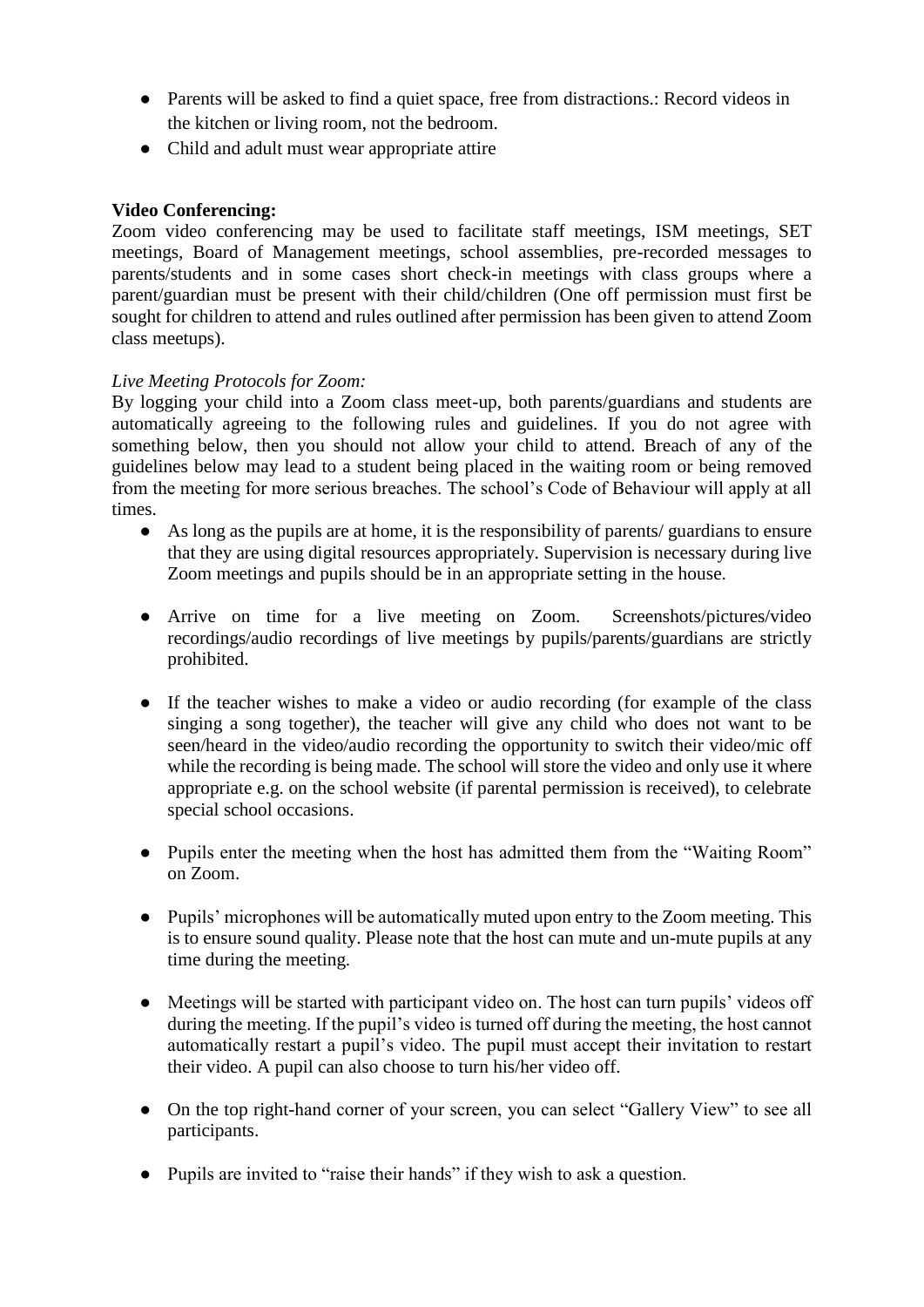- Parents will be asked to find a quiet space, free from distractions.: Record videos in the kitchen or living room, not the bedroom.
- Child and adult must wear appropriate attire

**Video Conferencing:**

Zoom video conferencing may be used to facilitate staff meetings, ISM meetings, SET meetings, Board of Management meetings, school assemblies, pre-recorded messages to parents/students and in some cases short check-in meetings with class groups where a parent/guardian must be present with their child/children (One off permission must first be sought for children to attend and rules outlined after permission has been given to attend Zoom class meetups).

*Live Meeting Protocols for Zoom:*

By logging your child into a Zoom class meet-up, both parents/guardians and students are automatically agreeing to the following rules and guidelines. If you do not agree with something below, then you should not allow your child to attend. Breach of any of the guidelines below may lead to a student being placed in the waiting room or being removed from the meeting for more serious breaches. The school's Code of Behaviour will apply at all times.

- As long as the pupils are at home, it is the responsibility of parents/ guardians to ensure that they are using digital resources appropriately. Supervision is necessary during live Zoom meetings and pupils should be in an appropriate setting in the house.

- Arrive on time for a live meeting on Zoom. Screenshots/pictures/video recordings/audio recordings of live meetings by pupils/parents/guardians are strictly prohibited.

- If the teacher wishes to make a video or audio recording (for example of the class singing a song together), the teacher will give any child who does not want to be seen/heard in the video/audio recording the opportunity to switch their video/mic off while the recording is being made. The school will store the video and only use it where appropriate e.g. on the school website (if parental permission is received), to celebrate special school occasions.

- Pupils enter the meeting when the host has admitted them from the "Waiting Room" on Zoom.

- Pupils' microphones will be automatically muted upon entry to the Zoom meeting. This is to ensure sound quality. Please note that the host can mute and un-mute pupils at any time during the meeting.

- Meetings will be started with participant video on. The host can turn pupils' videos off during the meeting. If the pupil's video is turned off during the meeting, the host cannot automatically restart a pupil's video. The pupil must accept their invitation to restart their video. A pupil can also choose to turn his/her video off.

- On the top right-hand corner of your screen, you can select "Gallery View" to see all participants.

- Pupils are invited to "raise their hands" if they wish to ask a question.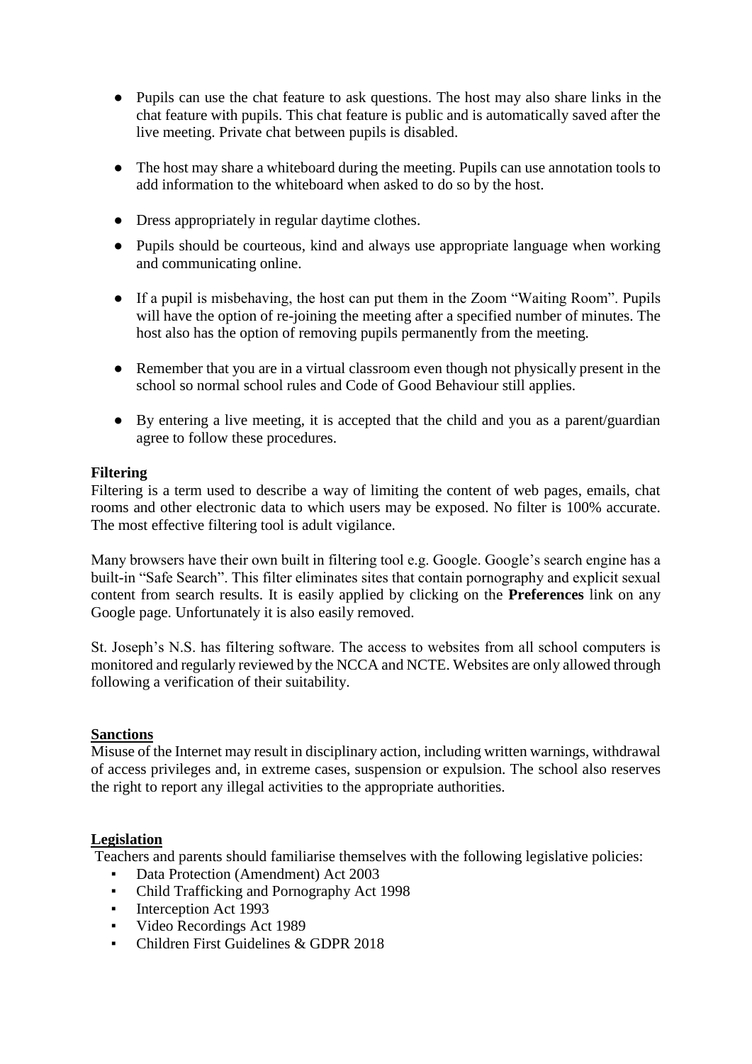- Pupils can use the chat feature to ask questions. The host may also share links in the chat feature with pupils. This chat feature is public and is automatically saved after the live meeting. Private chat between pupils is disabled.

- The host may share a whiteboard during the meeting. Pupils can use annotation tools to add information to the whiteboard when asked to do so by the host.

- Dress appropriately in regular daytime clothes.

- Pupils should be courteous, kind and always use appropriate language when working and communicating online.

- If a pupil is misbehaving, the host can put them in the Zoom "Waiting Room". Pupils will have the option of re-joining the meeting after a specified number of minutes. The host also has the option of removing pupils permanently from the meeting.

- Remember that you are in a virtual classroom even though not physically present in the school so normal school rules and Code of Good Behaviour still applies.

- By entering a live meeting, it is accepted that the child and you as a parent/guardian agree to follow these procedures.

**Filtering**

Filtering is a term used to describe a way of limiting the content of web pages, emails, chat rooms and other electronic data to which users may be exposed. No filter is 100% accurate. The most effective filtering tool is adult vigilance.

Many browsers have their own built in filtering tool e.g. Google. Google's search engine has a built-in "Safe Search". This filter eliminates sites that contain pornography and explicit sexual content from search results. It is easily applied by clicking on the **Preferences** link on any Google page. Unfortunately it is also easily removed.

St. Joseph's N.S. has filtering software. The access to websites from all school computers is monitored and regularly reviewed by the NCCA and NCTE. Websites are only allowed through following a verification of their suitability.

**Sanctions**

Misuse of the Internet may result in disciplinary action, including written warnings, withdrawal of access privileges and, in extreme cases, suspension or expulsion. The school also reserves the right to report any illegal activities to the appropriate authorities.

**Legislation**

Teachers and parents should familiarise themselves with the following legislative policies:

- Data Protection (Amendment) Act 2003
- Child Trafficking and Pornography Act 1998
- Interception Act 1993
- Video Recordings Act 1989
- Children First Guidelines & GDPR 2018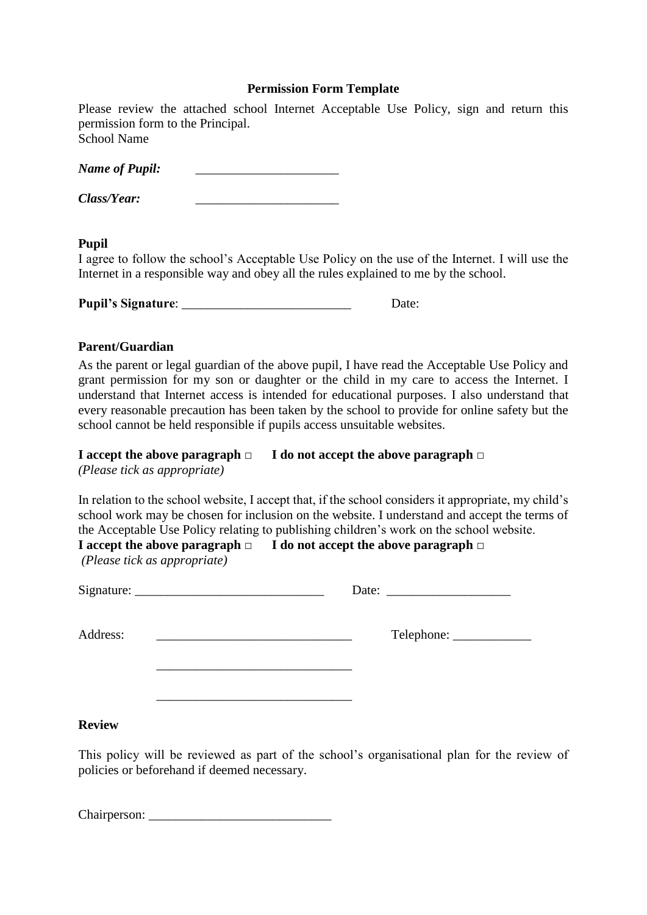**Permission Form Template**

Please review the attached school Internet Acceptable Use Policy, sign and return this permission form to the Principal.
School Name

***Name of Pupil:*** ______________________

***Class/Year:*** ______________________

**Pupil**

I agree to follow the school's Acceptable Use Policy on the use of the Internet. I will use the Internet in a responsible way and obey all the rules explained to me by the school.

**Pupil's Signature**: __________________________ Date:

**Parent/Guardian**

As the parent or legal guardian of the above pupil, I have read the Acceptable Use Policy and grant permission for my son or daughter or the child in my care to access the Internet. I understand that Internet access is intended for educational purposes. I also understand that every reasonable precaution has been taken by the school to provide for online safety but the school cannot be held responsible if pupils access unsuitable websites.

**I accept the above paragraph □ I do not accept the above paragraph □**
*(Please tick as appropriate)*

In relation to the school website, I accept that, if the school considers it appropriate, my child's school work may be chosen for inclusion on the website. I understand and accept the terms of the Acceptable Use Policy relating to publishing children's work on the school website.
**I accept the above paragraph □ I do not accept the above paragraph □**
*(Please tick as appropriate)*

Signature: _____________________________ Date: ___________________

Address: ______________________________ Telephone: ____________

______________________________

______________________________

**Review**

This policy will be reviewed as part of the school's organisational plan for the review of policies or beforehand if deemed necessary.

Chairperson: ____________________________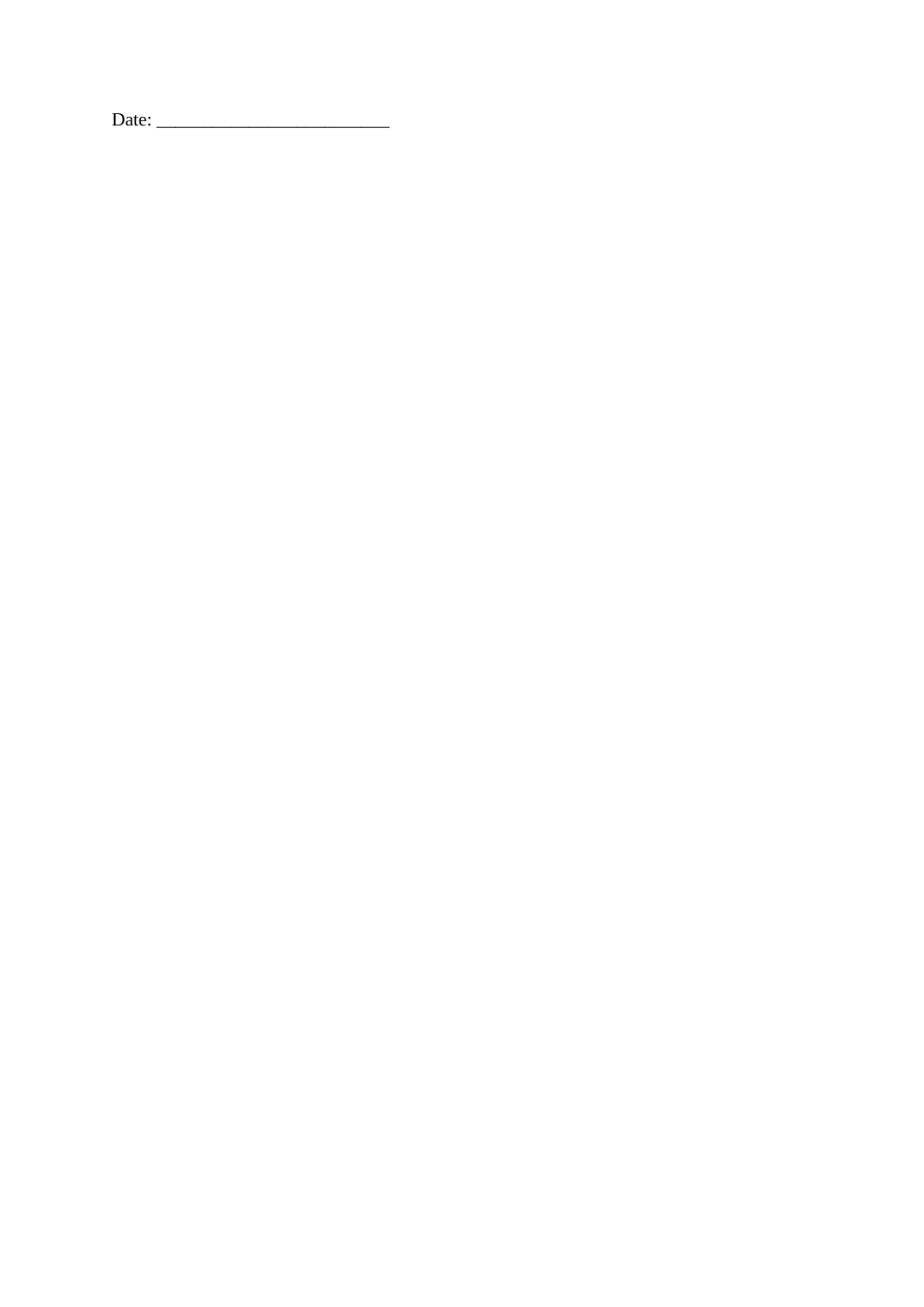Date: _________________________